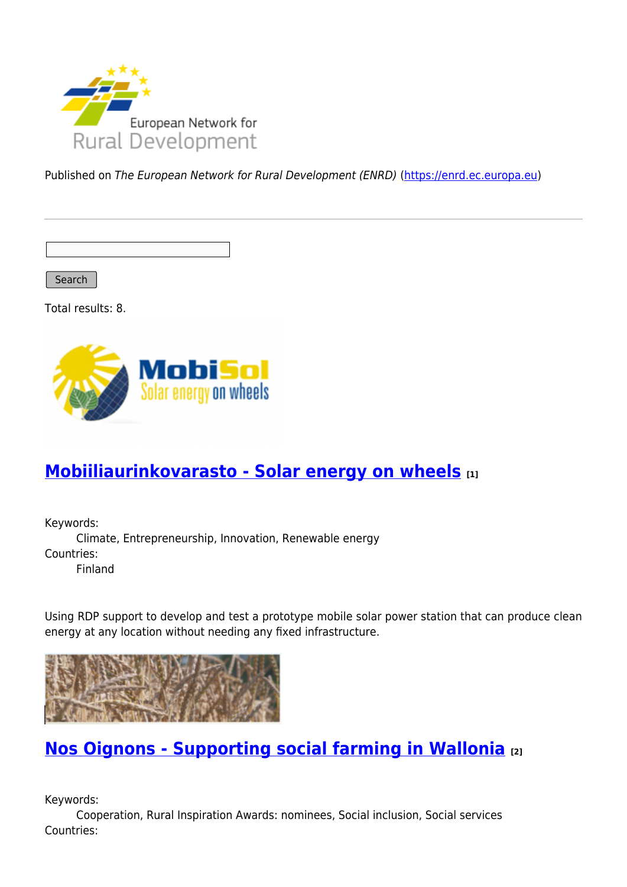Published on *The European Network for Rural Development (ENRD)* (https://enrd.ec.europa.eu)

Search

Total results: 8.

## Mobiiliaurinkovarasto - Solar energy on wheels [1]

Keywords:
Climate, Entrepreneurship, Innovation, Renewable energy

Countries:
Finland

Using RDP support to develop and test a prototype mobile solar power station that can produce clean energy at any location without needing any fixed infrastructure.

## Nos Oignons - Supporting social farming in Wallonia [2]

Keywords:
Cooperation, Rural Inspiration Awards: nominees, Social inclusion, Social services

Countries: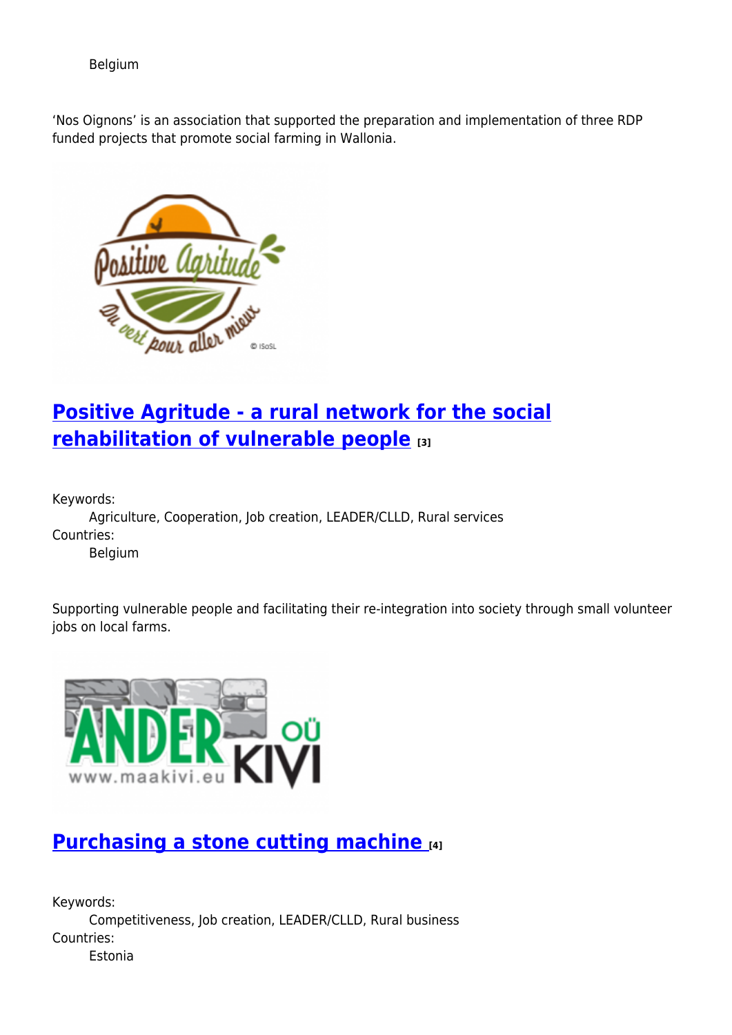Belgium

'Nos Oignons' is an association that supported the preparation and implementation of three RDP funded projects that promote social farming in Wallonia.

## Positive Agritude - a rural network for the social rehabilitation of vulnerable people [3]

Keywords:
Agriculture, Cooperation, Job creation, LEADER/CLLD, Rural services

Countries:
Belgium

Supporting vulnerable people and facilitating their re-integration into society through small volunteer jobs on local farms.

## Purchasing a stone cutting machine [4]

Keywords:
Competitiveness, Job creation, LEADER/CLLD, Rural business

Countries:
Estonia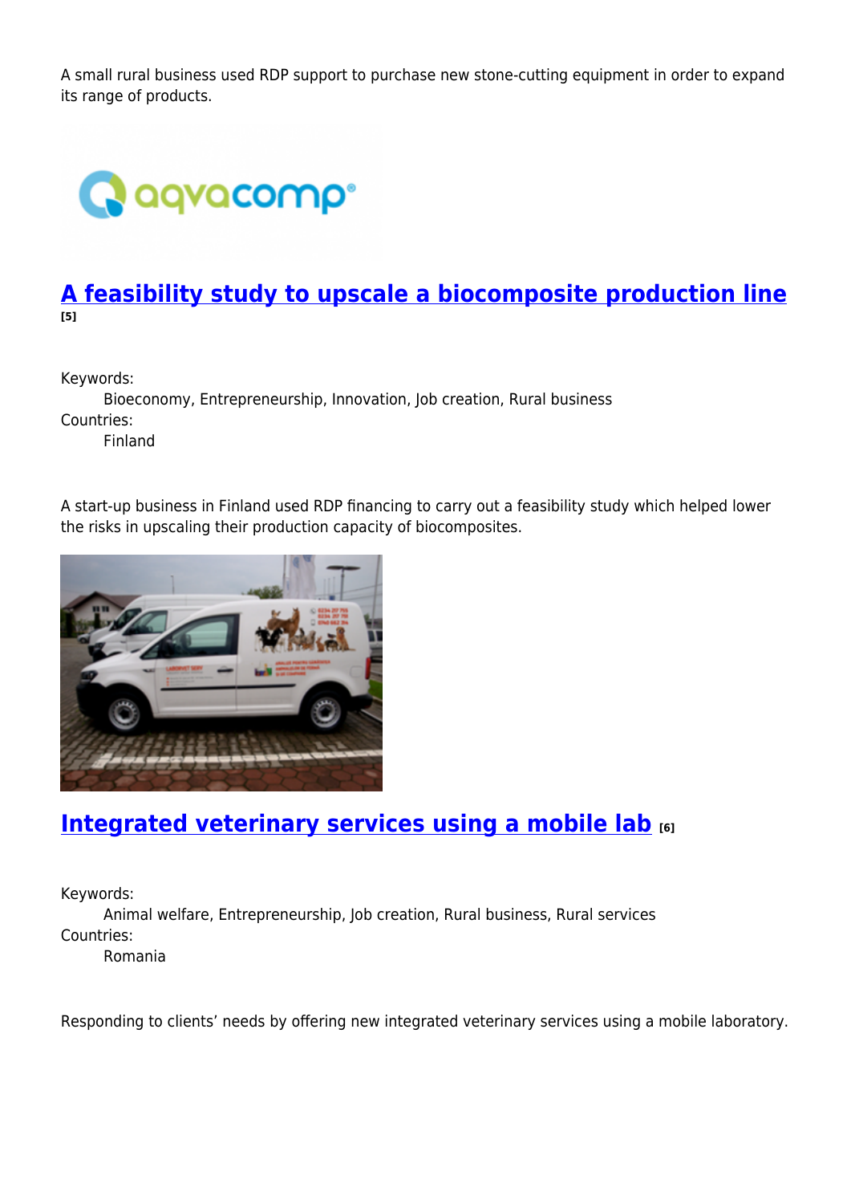A small rural business used RDP support to purchase new stone-cutting equipment in order to expand its range of products.

## [A feasibility study to upscale a biocomposite production line](#) [5]

Keywords:
    Bioeconomy, Entrepreneurship, Innovation, Job creation, Rural business
Countries:
    Finland

A start-up business in Finland used RDP financing to carry out a feasibility study which helped lower the risks in upscaling their production capacity of biocomposites.

## [Integrated veterinary services using a mobile lab](#) [6]

Keywords:
    Animal welfare, Entrepreneurship, Job creation, Rural business, Rural services
Countries:
    Romania

Responding to clients' needs by offering new integrated veterinary services using a mobile laboratory.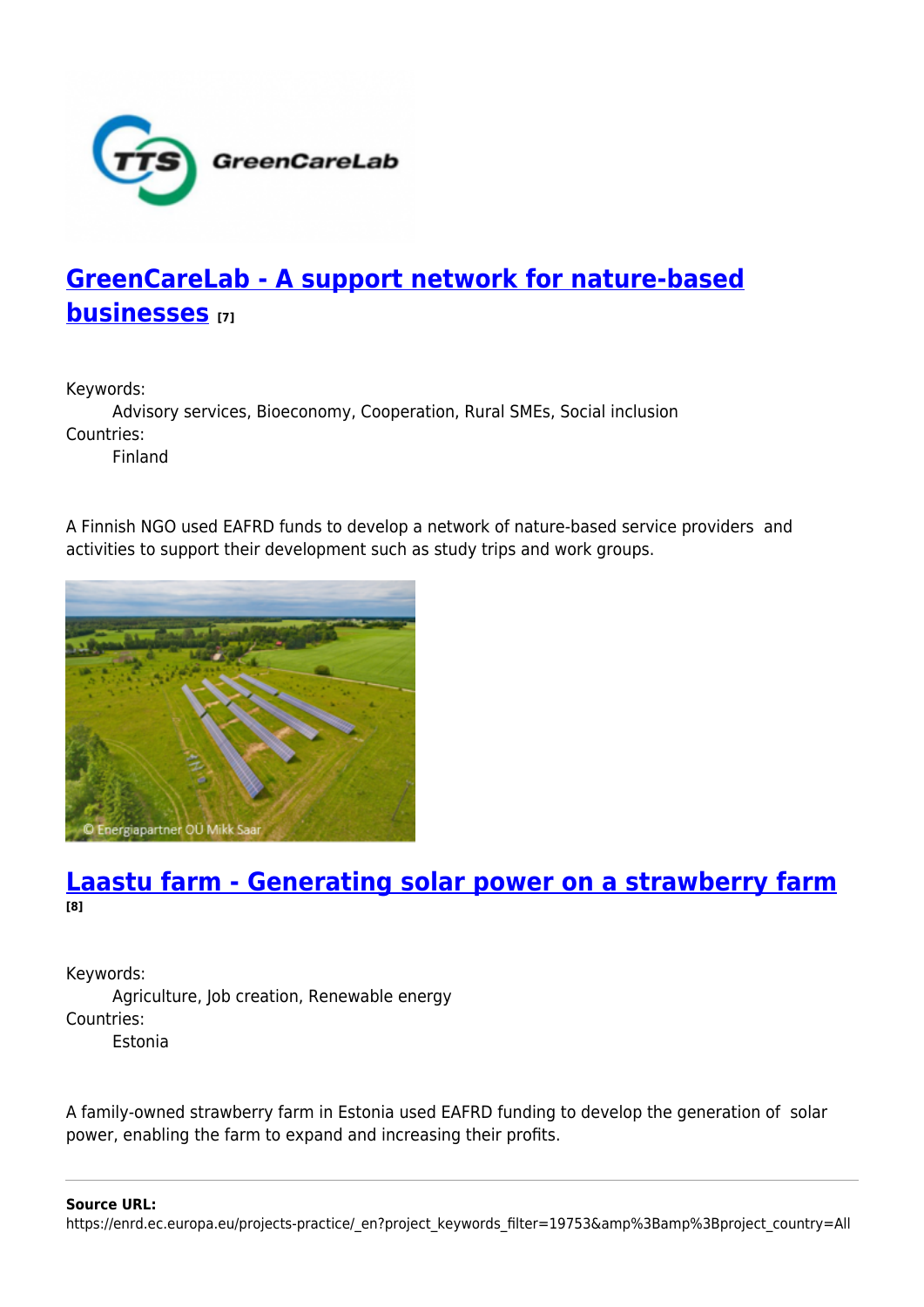## GreenCareLab - A support network for nature-based businesses [7]

Keywords:
Advisory services, Bioeconomy, Cooperation, Rural SMEs, Social inclusion
Countries:
Finland

A Finnish NGO used EAFRD funds to develop a network of nature-based service providers and activities to support their development such as study trips and work groups.

## Laastu farm - Generating solar power on a strawberry farm [8]

Keywords:
Agriculture, Job creation, Renewable energy
Countries:
Estonia

A family-owned strawberry farm in Estonia used EAFRD funding to develop the generation of solar power, enabling the farm to expand and increasing their profits.

**Source URL:** https://enrd.ec.europa.eu/projects-practice/_en?project_keywords_filter=19753&amp%3Bamp%3Bproject_country=All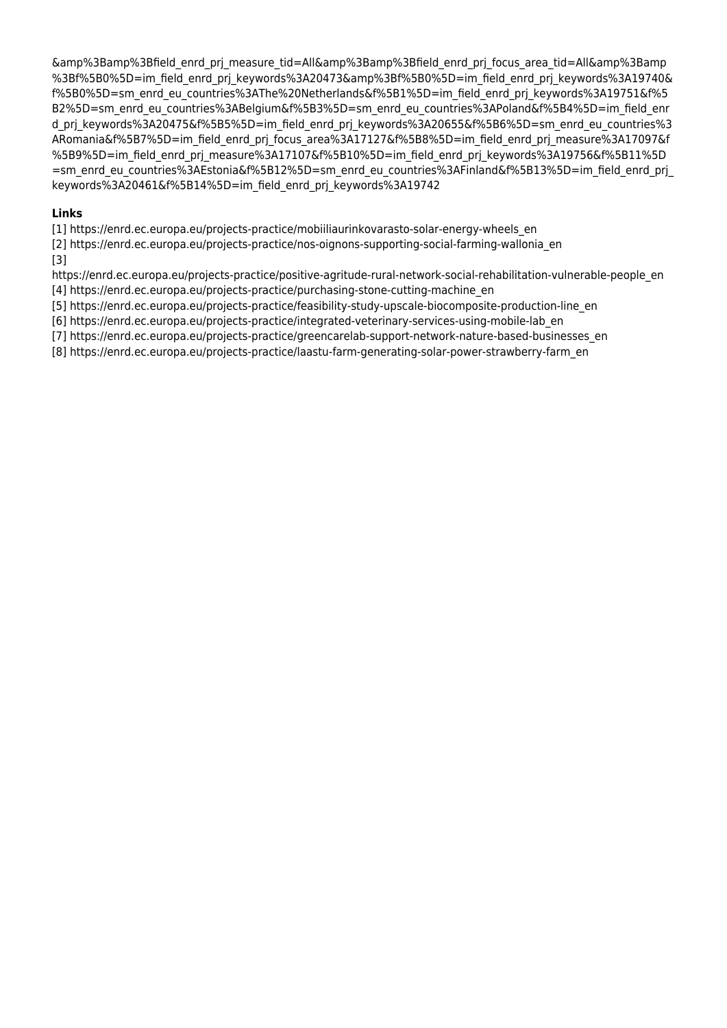&amp%3Bamp%3Bfield_enrd_prj_measure_tid=All&amp%3Bamp%3Bfield_enrd_prj_focus_area_tid=All&amp%3Bamp%3Bf%5B0%5D=im_field_enrd_prj_keywords%3A20473&amp%3Bf%5B0%5D=im_field_enrd_prj_keywords%3A19740&f%5B0%5D=sm_enrd_eu_countries%3AThe%20Netherlands&f%5B1%5D=im_field_enrd_prj_keywords%3A19751&f%5B2%5D=sm_enrd_eu_countries%3ABelgium&f%5B3%5D=sm_enrd_eu_countries%3APoland&f%5B4%5D=im_field_enrd_prj_keywords%3A20475&f%5B5%5D=im_field_enrd_prj_keywords%3A20655&f%5B6%5D=sm_enrd_eu_countries%3ARomania&f%5B7%5D=im_field_enrd_prj_focus_area%3A17127&f%5B8%5D=im_field_enrd_prj_measure%3A17097&f%5B9%5D=im_field_enrd_prj_measure%3A17107&f%5B10%5D=im_field_enrd_prj_keywords%3A19756&f%5B11%5D=sm_enrd_eu_countries%3AEstonia&f%5B12%5D=sm_enrd_eu_countries%3AFinland&f%5B13%5D=im_field_enrd_prj_keywords%3A20461&f%5B14%5D=im_field_enrd_prj_keywords%3A19742

**Links**

[1] https://enrd.ec.europa.eu/projects-practice/mobiiliaurinkovarasto-solar-energy-wheels_en
[2] https://enrd.ec.europa.eu/projects-practice/nos-oignons-supporting-social-farming-wallonia_en
[3] https://enrd.ec.europa.eu/projects-practice/positive-agritude-rural-network-social-rehabilitation-vulnerable-people_en
[4] https://enrd.ec.europa.eu/projects-practice/purchasing-stone-cutting-machine_en
[5] https://enrd.ec.europa.eu/projects-practice/feasibility-study-upscale-biocomposite-production-line_en
[6] https://enrd.ec.europa.eu/projects-practice/integrated-veterinary-services-using-mobile-lab_en
[7] https://enrd.ec.europa.eu/projects-practice/greencarelab-support-network-nature-based-businesses_en
[8] https://enrd.ec.europa.eu/projects-practice/laastu-farm-generating-solar-power-strawberry-farm_en